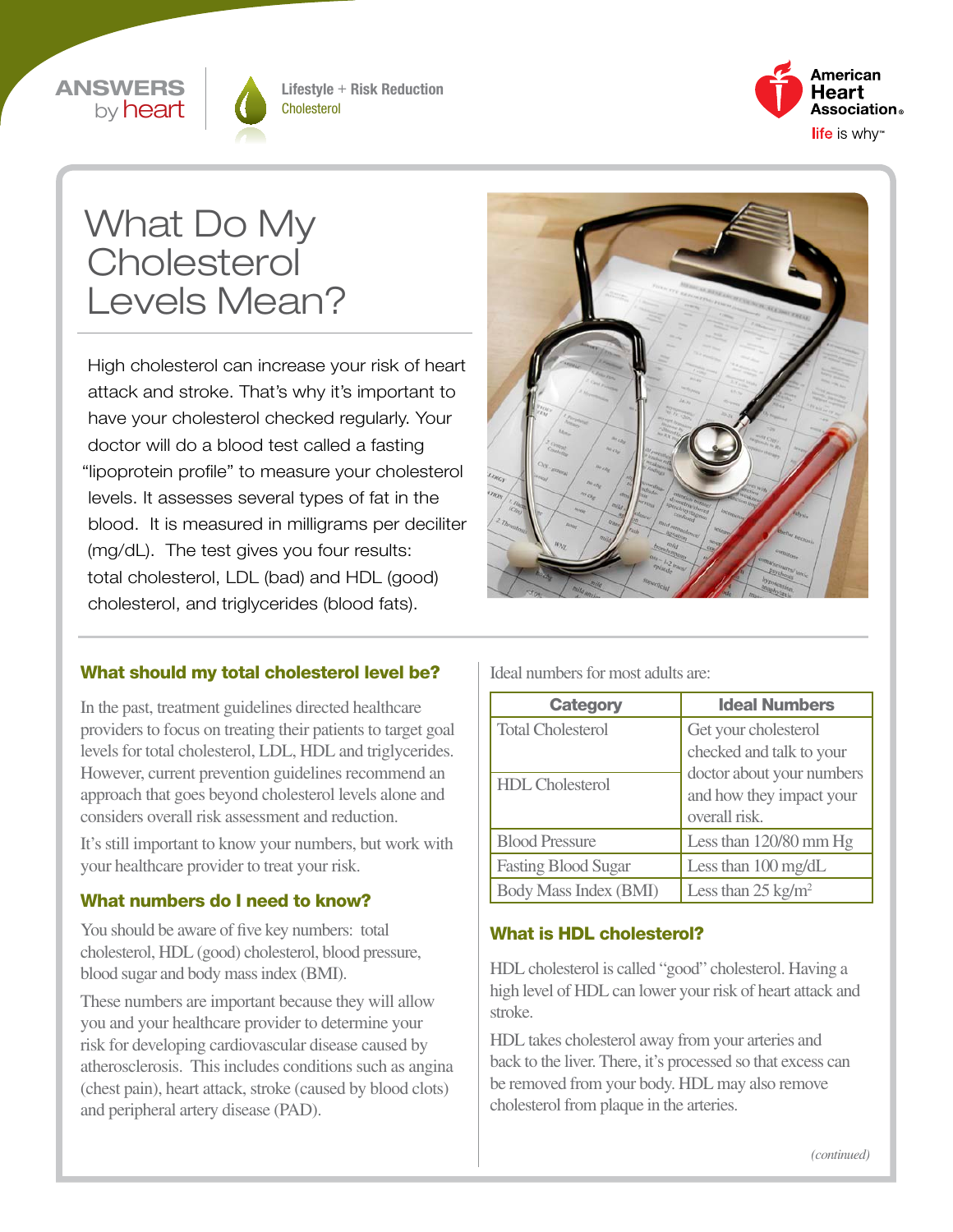ANSWERS by heart

Lifestyle + Risk Reduction
Cholesterol

# What Do My Cholesterol Levels Mean?

High cholesterol can increase your risk of heart attack and stroke. That's why it's important to have your cholesterol checked regularly. Your doctor will do a blood test called a fasting "lipoprotein profile" to measure your cholesterol levels. It assesses several types of fat in the blood. It is measured in milligrams per deciliter (mg/dL). The test gives you four results: total cholesterol, LDL (bad) and HDL (good) cholesterol, and triglycerides (blood fats).

## What should my total cholesterol level be?

In the past, treatment guidelines directed healthcare providers to focus on treating their patients to target goal levels for total cholesterol, LDL, HDL and triglycerides. However, current prevention guidelines recommend an approach that goes beyond cholesterol levels alone and considers overall risk assessment and reduction.

It's still important to know your numbers, but work with your healthcare provider to treat your risk.

## What numbers do I need to know?

You should be aware of five key numbers: total cholesterol, HDL (good) cholesterol, blood pressure, blood sugar and body mass index (BMI).

These numbers are important because they will allow you and your healthcare provider to determine your risk for developing cardiovascular disease caused by atherosclerosis. This includes conditions such as angina (chest pain), heart attack, stroke (caused by blood clots) and peripheral artery disease (PAD).

Ideal numbers for most adults are:

| Category | Ideal Numbers |
|---|---|
| Total Cholesterol | Get your cholesterol checked and talk to your doctor about your numbers and how they impact your overall risk. |
| HDL Cholesterol | |
| Blood Pressure | Less than 120/80 mm Hg |
| Fasting Blood Sugar | Less than 100 mg/dL |
| Body Mass Index (BMI) | Less than 25 $kg/m^2$ |

## What is HDL cholesterol?

HDL cholesterol is called "good" cholesterol. Having a high level of HDL can lower your risk of heart attack and stroke.

HDL takes cholesterol away from your arteries and back to the liver. There, it's processed so that excess can be removed from your body. HDL may also remove cholesterol from plaque in the arteries.

*(continued)*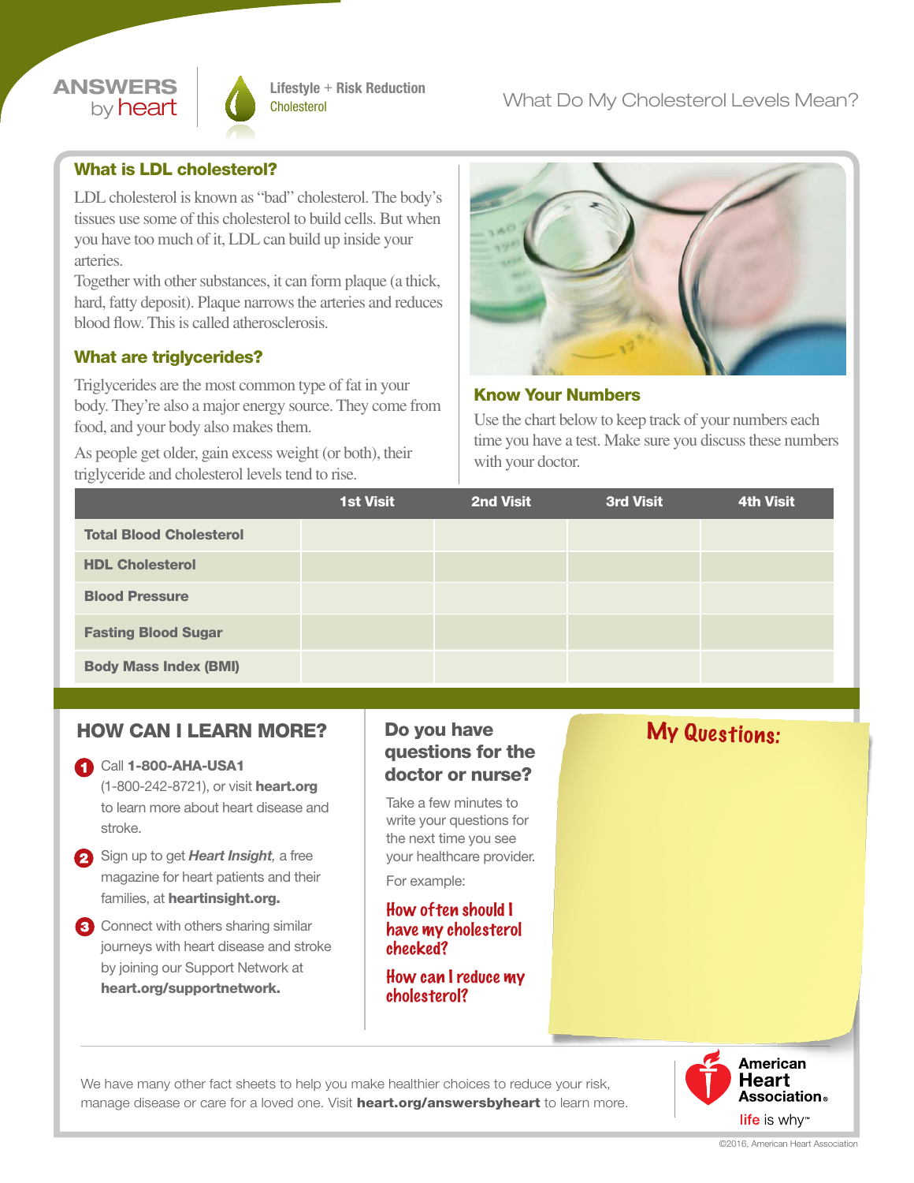ANSWERS by heart

Lifestyle + Risk Reduction
Cholesterol

# What Do My Cholesterol Levels Mean?

## What is LDL cholesterol?

LDL cholesterol is known as "bad" cholesterol. The body's tissues use some of this cholesterol to build cells. But when you have too much of it, LDL can build up inside your arteries.

Together with other substances, it can form plaque (a thick, hard, fatty deposit). Plaque narrows the arteries and reduces blood flow. This is called atherosclerosis.

## What are triglycerides?

Triglycerides are the most common type of fat in your body. They're also a major energy source. They come from food, and your body also makes them.

As people get older, gain excess weight (or both), their triglyceride and cholesterol levels tend to rise.

## Know Your Numbers

Use the chart below to keep track of your numbers each time you have a test. Make sure you discuss these numbers with your doctor.

| | 1st Visit | 2nd Visit | 3rd Visit | 4th Visit |
|---|---|---|---|---|
| **Total Blood Cholesterol** | | | | |
| **HDL Cholesterol** | | | | |
| **Blood Pressure** | | | | |
| **Fasting Blood Sugar** | | | | |
| **Body Mass Index (BMI)** | | | | |

## HOW CAN I LEARN MORE?

1. Call **1-800-AHA-USA1** (1-800-242-8721), or visit **heart.org** to learn more about heart disease and stroke.
2. Sign up to get ***Heart Insight***, a free magazine for heart patients and their families, at **heartinsight.org.**
3. Connect with others sharing similar journeys with heart disease and stroke by joining our Support Network at **heart.org/supportnetwork.**

## Do you have questions for the doctor or nurse?

Take a few minutes to write your questions for the next time you see your healthcare provider.

For example:

How often should I have my cholesterol checked?

How can I reduce my cholesterol?

## My Questions:

We have many other fact sheets to help you make healthier choices to reduce your risk, manage disease or care for a loved one. Visit **heart.org/answersbyheart** to learn more.

American Heart Association®
life is why™

©2016, American Heart Association